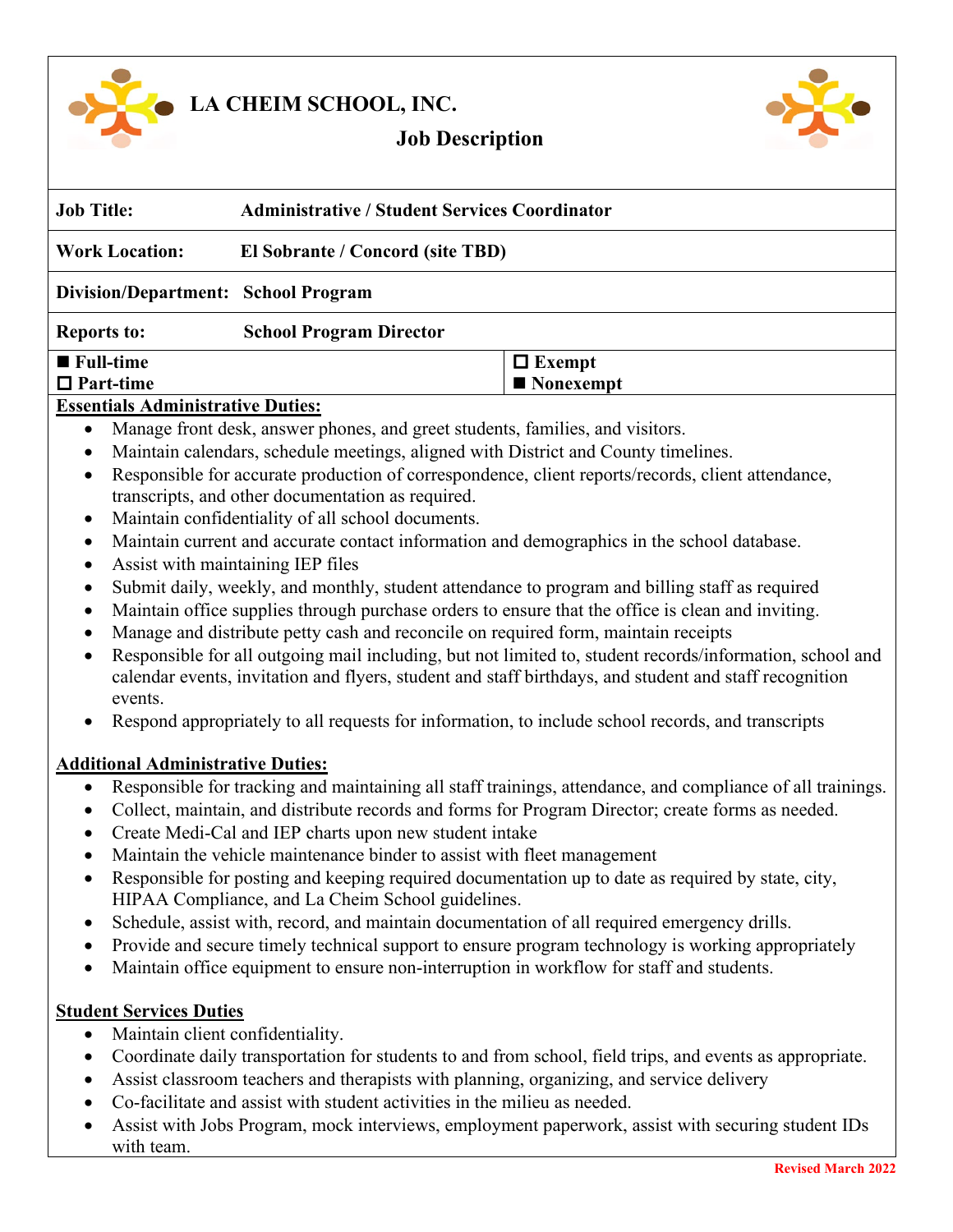# LA CHEIM SCHOOL, INC.

## Job Description

| | |
|---|---|
| **Job Title:** | **Administrative / Student Services Coordinator** |
| **Work Location:** | **El Sobrante / Concord (site TBD)** |
| **Division/Department:** | **School Program** |
| **Reports to:** | **School Program Director** |
| ■ **Full-time** ☐ **Part-time** | ☐ **Exempt** ■ **Nonexempt** |

**Essentials Administrative Duties:**

- Manage front desk, answer phones, and greet students, families, and visitors.
- Maintain calendars, schedule meetings, aligned with District and County timelines.
- Responsible for accurate production of correspondence, client reports/records, client attendance, transcripts, and other documentation as required.
- Maintain confidentiality of all school documents.
- Maintain current and accurate contact information and demographics in the school database.
- Assist with maintaining IEP files
- Submit daily, weekly, and monthly, student attendance to program and billing staff as required
- Maintain office supplies through purchase orders to ensure that the office is clean and inviting.
- Manage and distribute petty cash and reconcile on required form, maintain receipts
- Responsible for all outgoing mail including, but not limited to, student records/information, school and calendar events, invitation and flyers, student and staff birthdays, and student and staff recognition events.
- Respond appropriately to all requests for information, to include school records, and transcripts

**Additional Administrative Duties:**

- Responsible for tracking and maintaining all staff trainings, attendance, and compliance of all trainings.
- Collect, maintain, and distribute records and forms for Program Director; create forms as needed.
- Create Medi-Cal and IEP charts upon new student intake
- Maintain the vehicle maintenance binder to assist with fleet management
- Responsible for posting and keeping required documentation up to date as required by state, city, HIPAA Compliance, and La Cheim School guidelines.
- Schedule, assist with, record, and maintain documentation of all required emergency drills.
- Provide and secure timely technical support to ensure program technology is working appropriately
- Maintain office equipment to ensure non-interruption in workflow for staff and students.

**Student Services Duties**

- Maintain client confidentiality.
- Coordinate daily transportation for students to and from school, field trips, and events as appropriate.
- Assist classroom teachers and therapists with planning, organizing, and service delivery
- Co-facilitate and assist with student activities in the milieu as needed.
- Assist with Jobs Program, mock interviews, employment paperwork, assist with securing student IDs with team.

Revised March 2022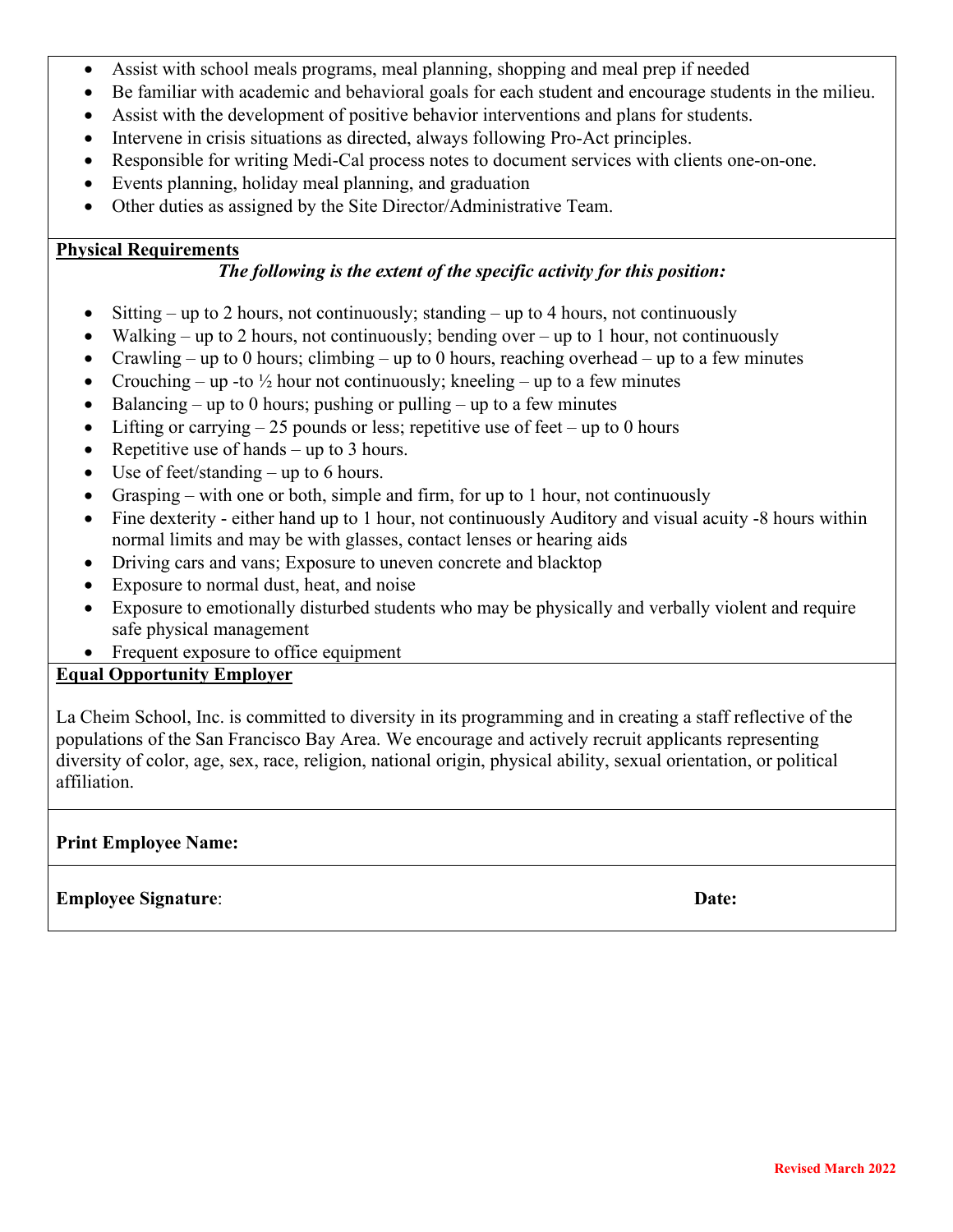- Assist with school meals programs, meal planning, shopping and meal prep if needed
- Be familiar with academic and behavioral goals for each student and encourage students in the milieu.
- Assist with the development of positive behavior interventions and plans for students.
- Intervene in crisis situations as directed, always following Pro-Act principles.
- Responsible for writing Medi-Cal process notes to document services with clients one-on-one.
- Events planning, holiday meal planning, and graduation
- Other duties as assigned by the Site Director/Administrative Team.

**Physical Requirements**

***The following is the extent of the specific activity for this position:***

- Sitting – up to 2 hours, not continuously; standing – up to 4 hours, not continuously
- Walking – up to 2 hours, not continuously; bending over – up to 1 hour, not continuously
- Crawling – up to 0 hours; climbing – up to 0 hours, reaching overhead – up to a few minutes
- Crouching – up -to ½ hour not continuously; kneeling – up to a few minutes
- Balancing – up to 0 hours; pushing or pulling – up to a few minutes
- Lifting or carrying – 25 pounds or less; repetitive use of feet – up to 0 hours
- Repetitive use of hands – up to 3 hours.
- Use of feet/standing – up to 6 hours.
- Grasping – with one or both, simple and firm, for up to 1 hour, not continuously
- Fine dexterity - either hand up to 1 hour, not continuously Auditory and visual acuity -8 hours within normal limits and may be with glasses, contact lenses or hearing aids
- Driving cars and vans; Exposure to uneven concrete and blacktop
- Exposure to normal dust, heat, and noise
- Exposure to emotionally disturbed students who may be physically and verbally violent and require safe physical management
- Frequent exposure to office equipment

**Equal Opportunity Employer**

La Cheim School, Inc. is committed to diversity in its programming and in creating a staff reflective of the populations of the San Francisco Bay Area. We encourage and actively recruit applicants representing diversity of color, age, sex, race, religion, national origin, physical ability, sexual orientation, or political affiliation.

**Print Employee Name:**

**Employee Signature**: **Date:**

Revised March 2022